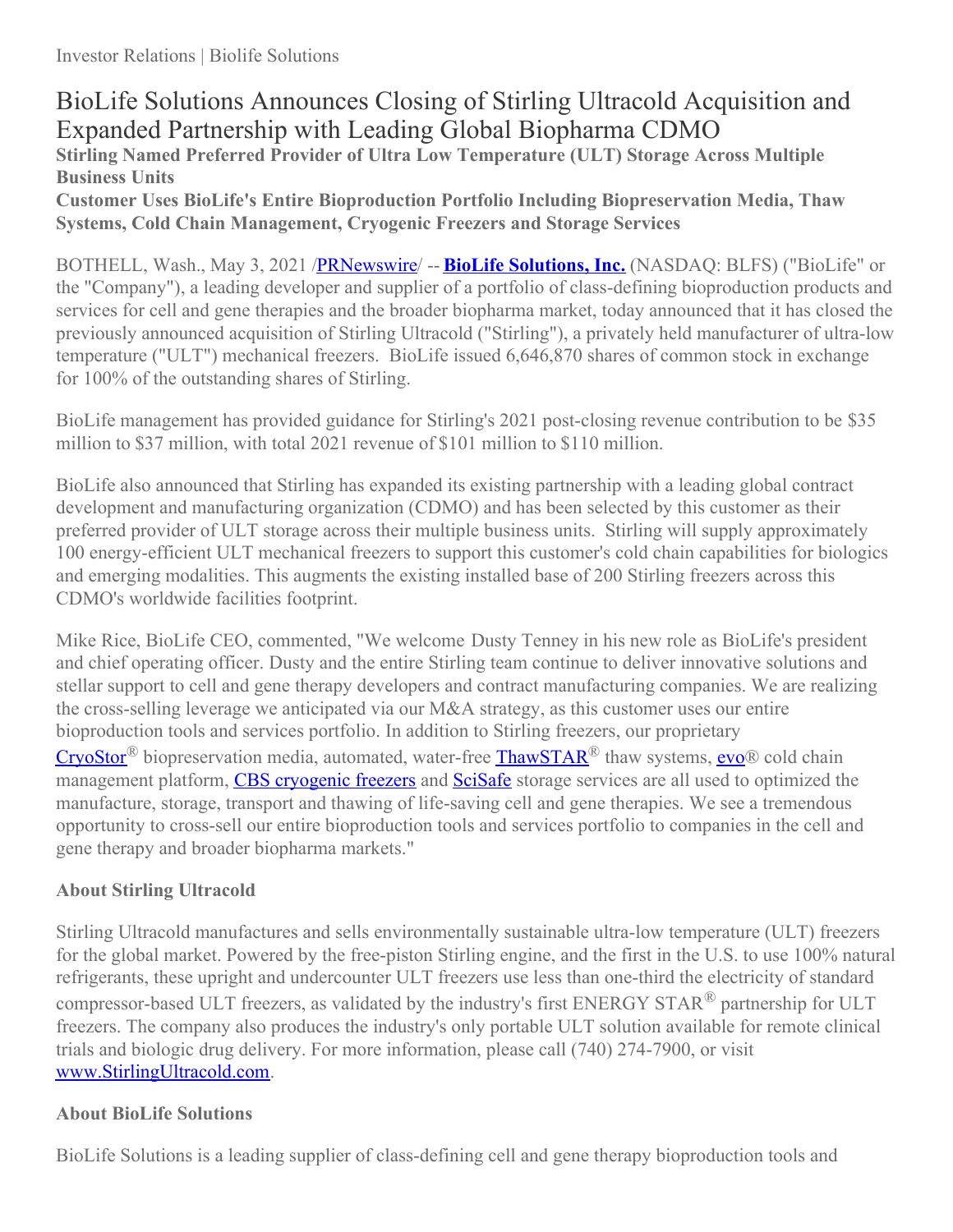# BioLife Solutions Announces Closing of Stirling Ultracold Acquisition and Expanded Partnership with Leading Global Biopharma CDMO

**Stirling Named Preferred Provider of Ultra Low Temperature (ULT) Storage Across Multiple Business Units**

**Customer Uses BioLife's Entire Bioproduction Portfolio Including Biopreservation Media, Thaw Systems, Cold Chain Management, Cryogenic Freezers and Storage Services**

BOTHELL, Wash., May 3, 2021 /PRNewswire/ -- **BioLife Solutions, Inc.** (NASDAQ: BLFS) ("BioLife" or the "Company"), a leading developer and supplier of a portfolio of class-defining bioproduction products and services for cell and gene therapies and the broader biopharma market, today announced that it has closed the previously announced acquisition of Stirling Ultracold ("Stirling"), a privately held manufacturer of ultra-low temperature ("ULT") mechanical freezers. BioLife issued 6,646,870 shares of common stock in exchange for 100% of the outstanding shares of Stirling.

BioLife management has provided guidance for Stirling's 2021 post-closing revenue contribution to be $35 million to $37 million, with total 2021 revenue of $101 million to $110 million.

BioLife also announced that Stirling has expanded its existing partnership with a leading global contract development and manufacturing organization (CDMO) and has been selected by this customer as their preferred provider of ULT storage across their multiple business units. Stirling will supply approximately 100 energy-efficient ULT mechanical freezers to support this customer's cold chain capabilities for biologics and emerging modalities. This augments the existing installed base of 200 Stirling freezers across this CDMO's worldwide facilities footprint.

Mike Rice, BioLife CEO, commented, "We welcome Dusty Tenney in his new role as BioLife's president and chief operating officer. Dusty and the entire Stirling team continue to deliver innovative solutions and stellar support to cell and gene therapy developers and contract manufacturing companies. We are realizing the cross-selling leverage we anticipated via our M&A strategy, as this customer uses our entire bioproduction tools and services portfolio. In addition to Stirling freezers, our proprietary CryoStor® biopreservation media, automated, water-free ThawSTAR® thaw systems, evo® cold chain management platform, CBS cryogenic freezers and SciSafe storage services are all used to optimized the manufacture, storage, transport and thawing of life-saving cell and gene therapies. We see a tremendous opportunity to cross-sell our entire bioproduction tools and services portfolio to companies in the cell and gene therapy and broader biopharma markets."

### About Stirling Ultracold

Stirling Ultracold manufactures and sells environmentally sustainable ultra-low temperature (ULT) freezers for the global market. Powered by the free-piston Stirling engine, and the first in the U.S. to use 100% natural refrigerants, these upright and undercounter ULT freezers use less than one-third the electricity of standard compressor-based ULT freezers, as validated by the industry's first ENERGY STAR® partnership for ULT freezers. The company also produces the industry's only portable ULT solution available for remote clinical trials and biologic drug delivery. For more information, please call (740) 274-7900, or visit www.StirlingUltracold.com.

### About BioLife Solutions

BioLife Solutions is a leading supplier of class-defining cell and gene therapy bioproduction tools and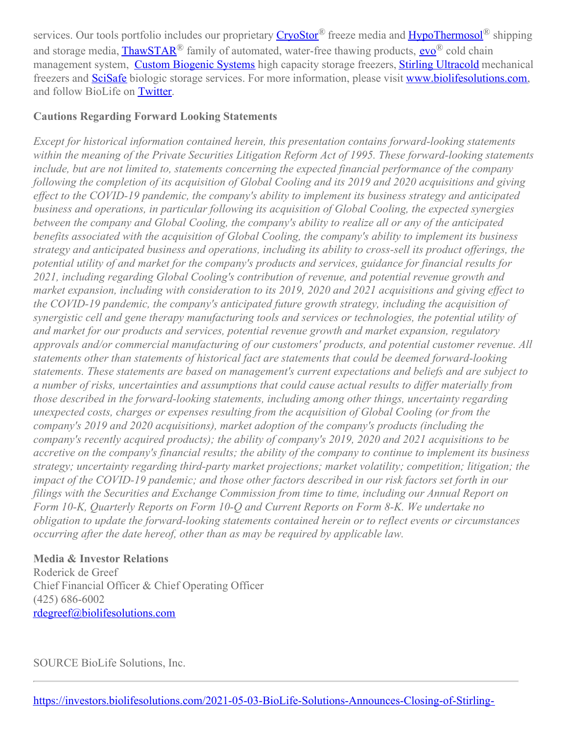services. Our tools portfolio includes our proprietary [CryoStor](#)® freeze media and [HypoThermosol](#)® shipping and storage media, [ThawSTAR](#)® family of automated, water-free thawing products, [evo](#)® cold chain management system, [Custom Biogenic Systems](#) high capacity storage freezers, [Stirling Ultracold](#) mechanical freezers and [SciSafe](#) biologic storage services. For more information, please visit [www.biolifesolutions.com](http://www.biolifesolutions.com), and follow BioLife on [Twitter](#).

**Cautions Regarding Forward Looking Statements**

*Except for historical information contained herein, this presentation contains forward-looking statements within the meaning of the Private Securities Litigation Reform Act of 1995. These forward-looking statements include, but are not limited to, statements concerning the expected financial performance of the company following the completion of its acquisition of Global Cooling and its 2019 and 2020 acquisitions and giving effect to the COVID-19 pandemic, the company's ability to implement its business strategy and anticipated business and operations, in particular following its acquisition of Global Cooling, the expected synergies between the company and Global Cooling, the company's ability to realize all or any of the anticipated benefits associated with the acquisition of Global Cooling, the company's ability to implement its business strategy and anticipated business and operations, including its ability to cross-sell its product offerings, the potential utility of and market for the company's products and services, guidance for financial results for 2021, including regarding Global Cooling's contribution of revenue, and potential revenue growth and market expansion, including with consideration to its 2019, 2020 and 2021 acquisitions and giving effect to the COVID-19 pandemic, the company's anticipated future growth strategy, including the acquisition of synergistic cell and gene therapy manufacturing tools and services or technologies, the potential utility of and market for our products and services, potential revenue growth and market expansion, regulatory approvals and/or commercial manufacturing of our customers' products, and potential customer revenue. All statements other than statements of historical fact are statements that could be deemed forward-looking statements. These statements are based on management's current expectations and beliefs and are subject to a number of risks, uncertainties and assumptions that could cause actual results to differ materially from those described in the forward-looking statements, including among other things, uncertainty regarding unexpected costs, charges or expenses resulting from the acquisition of Global Cooling (or from the company's 2019 and 2020 acquisitions), market adoption of the company's products (including the company's recently acquired products); the ability of company's 2019, 2020 and 2021 acquisitions to be accretive on the company's financial results; the ability of the company to continue to implement its business strategy; uncertainty regarding third-party market projections; market volatility; competition; litigation; the impact of the COVID-19 pandemic; and those other factors described in our risk factors set forth in our filings with the Securities and Exchange Commission from time to time, including our Annual Report on Form 10-K, Quarterly Reports on Form 10-Q and Current Reports on Form 8-K. We undertake no obligation to update the forward-looking statements contained herein or to reflect events or circumstances occurring after the date hereof, other than as may be required by applicable law.*

**Media & Investor Relations**
Roderick de Greef
Chief Financial Officer & Chief Operating Officer
(425) 686-6002
[rdegreef@biolifesolutions.com](mailto:rdegreef@biolifesolutions.com)

SOURCE BioLife Solutions, Inc.

---

https://investors.biolifesolutions.com/2021-05-03-BioLife-Solutions-Announces-Closing-of-Stirling-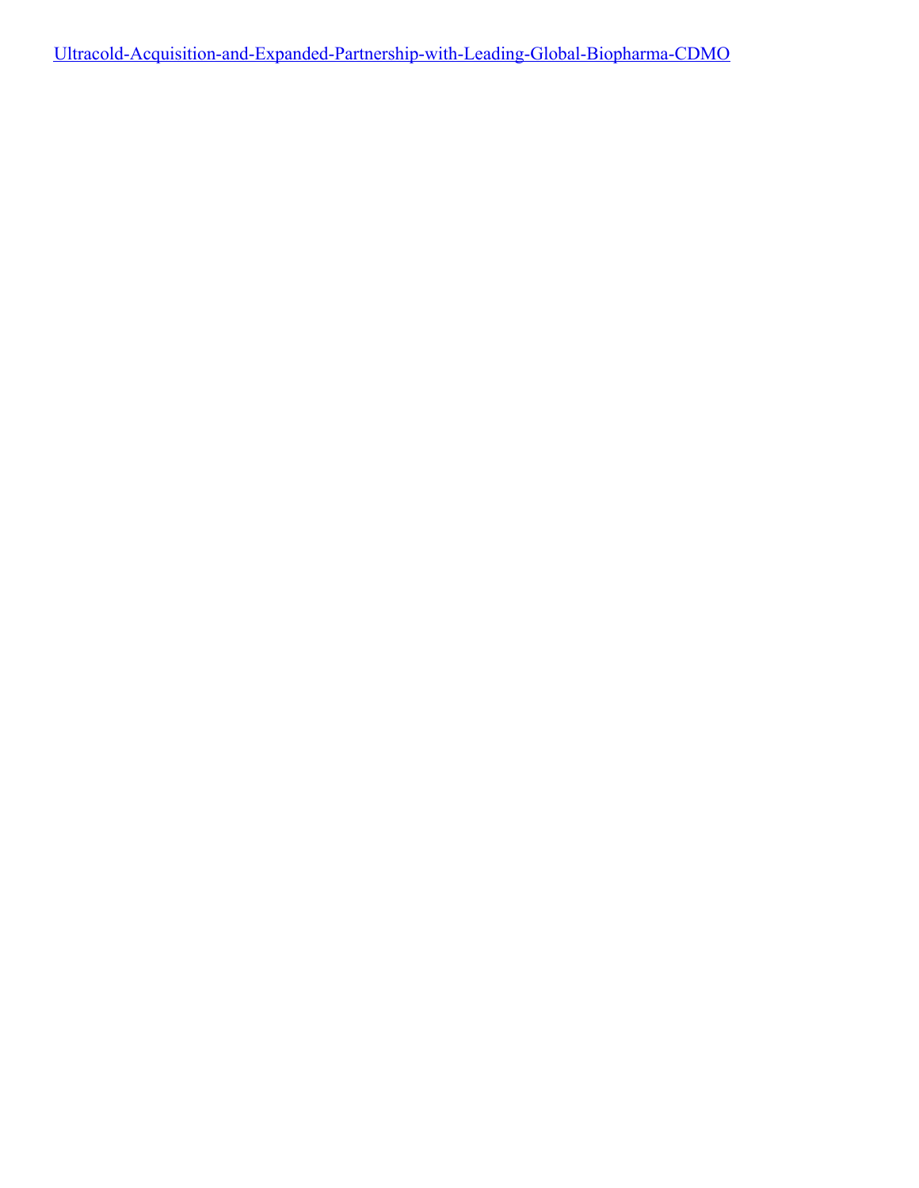Ultracold-Acquisition-and-Expanded-Partnership-with-Leading-Global-Biopharma-CDMO